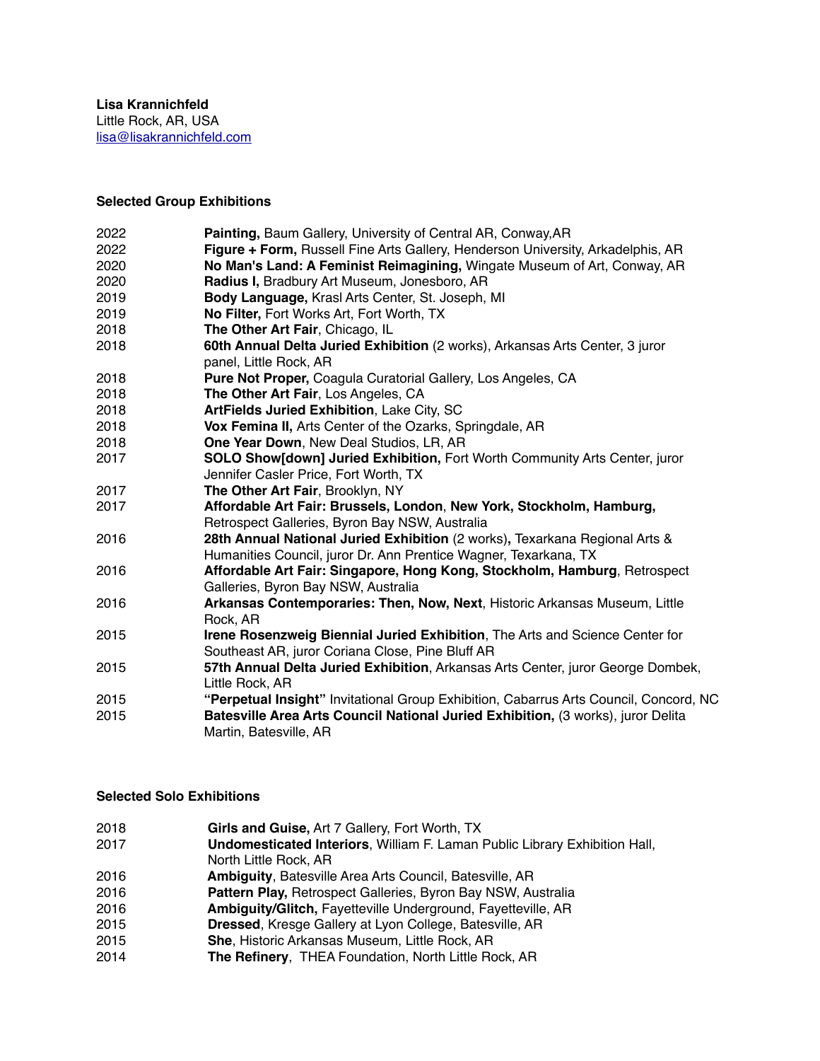**Lisa Krannichfeld**
Little Rock, AR, USA
lisa@lisakrannichfeld.com

**Selected Group Exhibitions**

2022 **Painting,** Baum Gallery, University of Central AR, Conway,AR
2022 **Figure + Form,** Russell Fine Arts Gallery, Henderson University, Arkadelphis, AR
2020 **No Man's Land: A Feminist Reimagining,** Wingate Museum of Art, Conway, AR
2020 **Radius I,** Bradbury Art Museum, Jonesboro, AR
2019 **Body Language,** Krasl Arts Center, St. Joseph, MI
2019 **No Filter,** Fort Works Art, Fort Worth, TX
2018 **The Other Art Fair**, Chicago, IL
2018 **60th Annual Delta Juried Exhibition** (2 works), Arkansas Arts Center, 3 juror panel, Little Rock, AR
2018 **Pure Not Proper,** Coagula Curatorial Gallery, Los Angeles, CA
2018 **The Other Art Fair**, Los Angeles, CA
2018 **ArtFields Juried Exhibition**, Lake City, SC
2018 **Vox Femina II,** Arts Center of the Ozarks, Springdale, AR
2018 **One Year Down**, New Deal Studios, LR, AR
2017 **SOLO Show[down] Juried Exhibition,** Fort Worth Community Arts Center, juror Jennifer Casler Price, Fort Worth, TX
2017 **The Other Art Fair**, Brooklyn, NY
2017 **Affordable Art Fair: Brussels, London**, **New York, Stockholm, Hamburg,** Retrospect Galleries, Byron Bay NSW, Australia
2016 **28th Annual National Juried Exhibition** (2 works)**,** Texarkana Regional Arts & Humanities Council, juror Dr. Ann Prentice Wagner, Texarkana, TX
2016 **Affordable Art Fair: Singapore, Hong Kong, Stockholm, Hamburg**, Retrospect Galleries, Byron Bay NSW, Australia
2016 **Arkansas Contemporaries: Then, Now, Next**, Historic Arkansas Museum, Little Rock, AR
2015 **Irene Rosenzweig Biennial Juried Exhibition**, The Arts and Science Center for Southeast AR, juror Coriana Close, Pine Bluff AR
2015 **57th Annual Delta Juried Exhibition**, Arkansas Arts Center, juror George Dombek, Little Rock, AR
2015 **"Perpetual Insight"** Invitational Group Exhibition, Cabarrus Arts Council, Concord, NC
2015 **Batesville Area Arts Council National Juried Exhibition,** (3 works), juror Delita Martin, Batesville, AR

**Selected Solo Exhibitions**

2018 **Girls and Guise,** Art 7 Gallery, Fort Worth, TX
2017 **Undomesticated Interiors**, William F. Laman Public Library Exhibition Hall, North Little Rock, AR
2016 **Ambiguity**, Batesville Area Arts Council, Batesville, AR
2016 **Pattern Play,** Retrospect Galleries, Byron Bay NSW, Australia
2016 **Ambiguity/Glitch,** Fayetteville Underground, Fayetteville, AR
2015 **Dressed**, Kresge Gallery at Lyon College, Batesville, AR
2015 **She**, Historic Arkansas Museum, Little Rock, AR
2014 **The Refinery**, THEA Foundation, North Little Rock, AR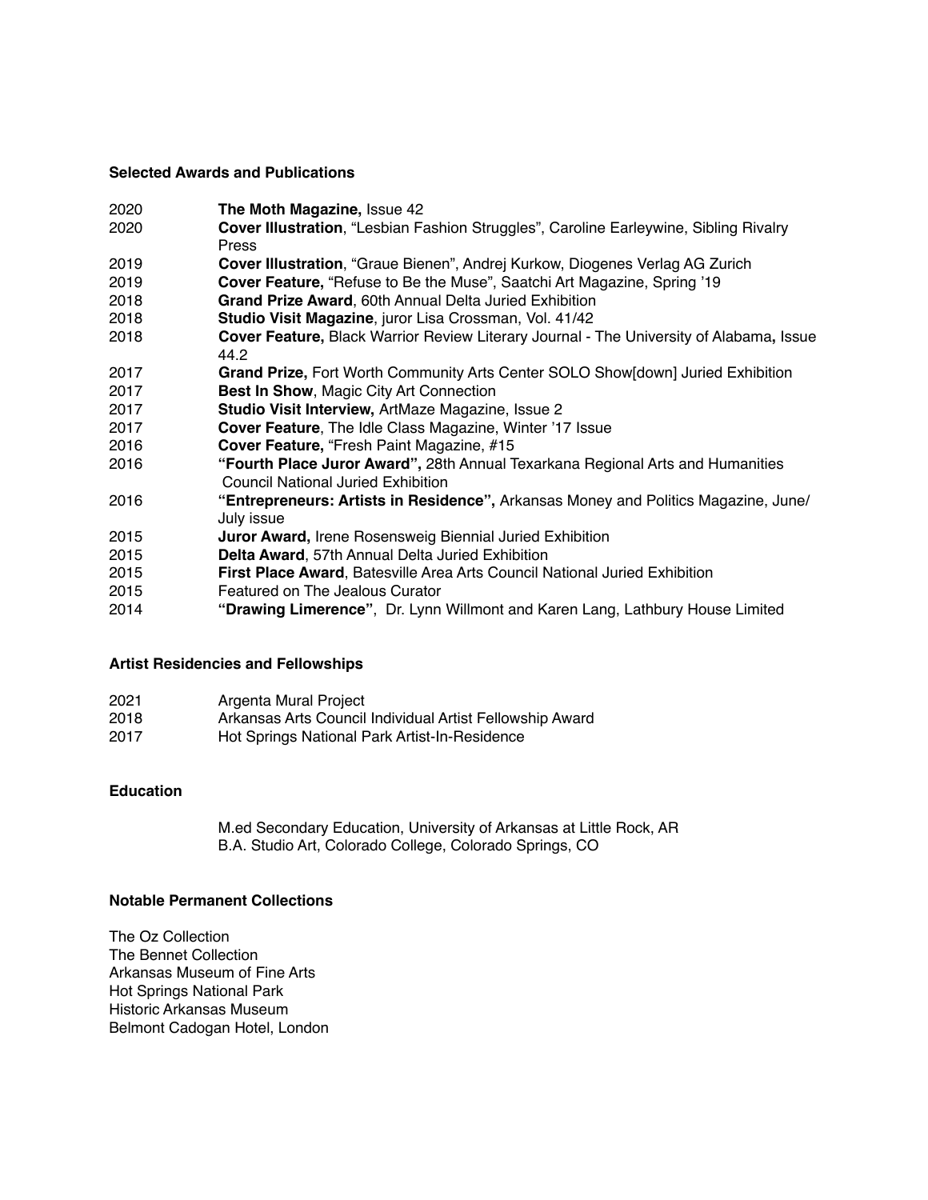### Selected Awards and Publications

2020 **The Moth Magazine,** Issue 42
2020 **Cover Illustration**, "Lesbian Fashion Struggles", Caroline Earleywine, Sibling Rivalry Press
2019 **Cover Illustration**, "Graue Bienen", Andrej Kurkow, Diogenes Verlag AG Zurich
2019 **Cover Feature,** "Refuse to Be the Muse", Saatchi Art Magazine, Spring '19
2018 **Grand Prize Award**, 60th Annual Delta Juried Exhibition
2018 **Studio Visit Magazine**, juror Lisa Crossman, Vol. 41/42
2018 **Cover Feature,** Black Warrior Review Literary Journal - The University of Alabama**,** Issue 44.2
2017 **Grand Prize,** Fort Worth Community Arts Center SOLO Show[down] Juried Exhibition
2017 **Best In Show**, Magic City Art Connection
2017 **Studio Visit Interview,** ArtMaze Magazine, Issue 2
2017 **Cover Feature**, The Idle Class Magazine, Winter '17 Issue
2016 **Cover Feature,** "Fresh Paint Magazine, #15
2016 **"Fourth Place Juror Award",** 28th Annual Texarkana Regional Arts and Humanities Council National Juried Exhibition
2016 **"Entrepreneurs: Artists in Residence",** Arkansas Money and Politics Magazine, June/July issue
2015 **Juror Award,** Irene Rosensweig Biennial Juried Exhibition
2015 **Delta Award**, 57th Annual Delta Juried Exhibition
2015 **First Place Award**, Batesville Area Arts Council National Juried Exhibition
2015 Featured on The Jealous Curator
2014 **"Drawing Limerence"**, Dr. Lynn Willmont and Karen Lang, Lathbury House Limited

### Artist Residencies and Fellowships

2021 Argenta Mural Project
2018 Arkansas Arts Council Individual Artist Fellowship Award
2017 Hot Springs National Park Artist-In-Residence

### Education

M.ed Secondary Education, University of Arkansas at Little Rock, AR
B.A. Studio Art, Colorado College, Colorado Springs, CO

### Notable Permanent Collections

The Oz Collection
The Bennet Collection
Arkansas Museum of Fine Arts
Hot Springs National Park
Historic Arkansas Museum
Belmont Cadogan Hotel, London